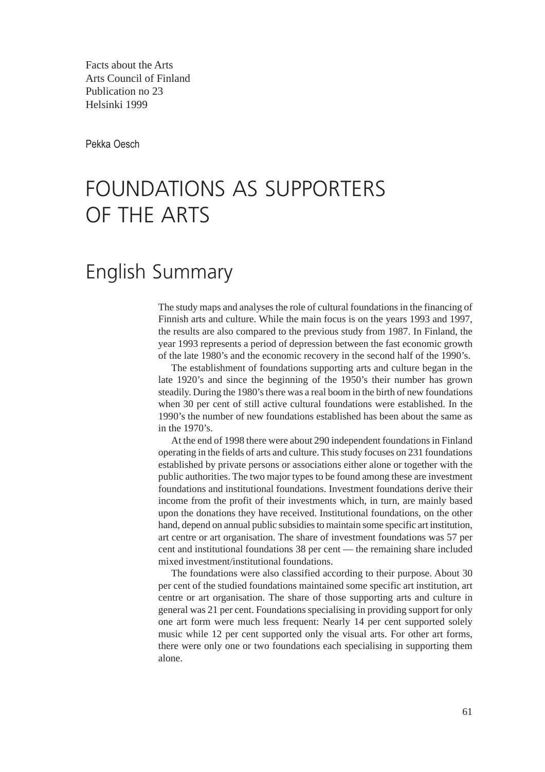Facts about the Arts
Arts Council of Finland
Publication no 23
Helsinki 1999

Pekka Oesch

# FOUNDATIONS AS SUPPORTERS OF THE ARTS

## English Summary

The study maps and analyses the role of cultural foundations in the financing of Finnish arts and culture. While the main focus is on the years 1993 and 1997, the results are also compared to the previous study from 1987. In Finland, the year 1993 represents a period of depression between the fast economic growth of the late 1980's and the economic recovery in the second half of the 1990's.

The establishment of foundations supporting arts and culture began in the late 1920's and since the beginning of the 1950's their number has grown steadily. During the 1980's there was a real boom in the birth of new foundations when 30 per cent of still active cultural foundations were established. In the 1990's the number of new foundations established has been about the same as in the 1970's.

At the end of 1998 there were about 290 independent foundations in Finland operating in the fields of arts and culture. This study focuses on 231 foundations established by private persons or associations either alone or together with the public authorities. The two major types to be found among these are investment foundations and institutional foundations. Investment foundations derive their income from the profit of their investments which, in turn, are mainly based upon the donations they have received. Institutional foundations, on the other hand, depend on annual public subsidies to maintain some specific art institution, art centre or art organisation. The share of investment foundations was 57 per cent and institutional foundations 38 per cent — the remaining share included mixed investment/institutional foundations.

The foundations were also classified according to their purpose. About 30 per cent of the studied foundations maintained some specific art institution, art centre or art organisation. The share of those supporting arts and culture in general was 21 per cent. Foundations specialising in providing support for only one art form were much less frequent: Nearly 14 per cent supported solely music while 12 per cent supported only the visual arts. For other art forms, there were only one or two foundations each specialising in supporting them alone.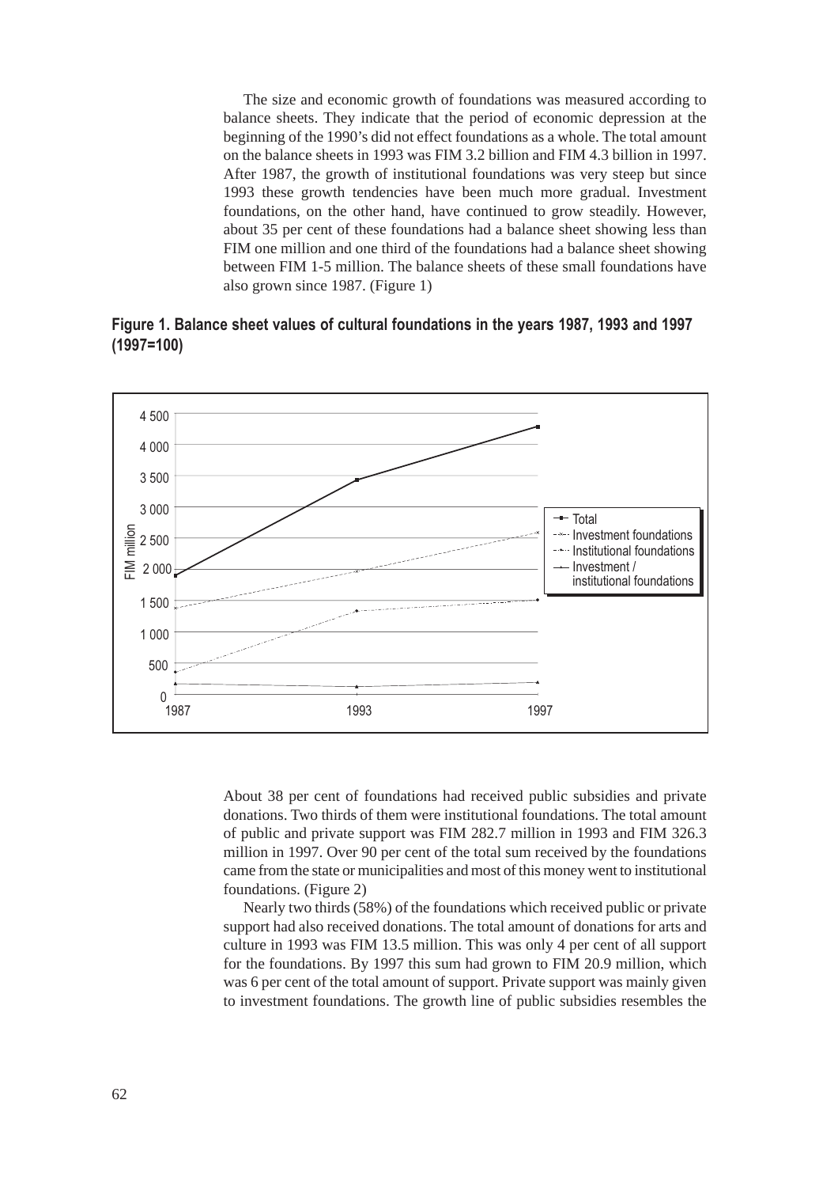The size and economic growth of foundations was measured according to balance sheets. They indicate that the period of economic depression at the beginning of the 1990's did not effect foundations as a whole. The total amount on the balance sheets in 1993 was FIM 3.2 billion and FIM 4.3 billion in 1997. After 1987, the growth of institutional foundations was very steep but since 1993 these growth tendencies have been much more gradual. Investment foundations, on the other hand, have continued to grow steadily. However, about 35 per cent of these foundations had a balance sheet showing less than FIM one million and one third of the foundations had a balance sheet showing between FIM 1-5 million. The balance sheets of these small foundations have also grown since 1987. (Figure 1)

**Figure 1. Balance sheet values of cultural foundations in the years 1987, 1993 and 1997 (1997=100)**

About 38 per cent of foundations had received public subsidies and private donations. Two thirds of them were institutional foundations. The total amount of public and private support was FIM 282.7 million in 1993 and FIM 326.3 million in 1997. Over 90 per cent of the total sum received by the foundations came from the state or municipalities and most of this money went to institutional foundations. (Figure 2)

Nearly two thirds (58%) of the foundations which received public or private support had also received donations. The total amount of donations for arts and culture in 1993 was FIM 13.5 million. This was only 4 per cent of all support for the foundations. By 1997 this sum had grown to FIM 20.9 million, which was 6 per cent of the total amount of support. Private support was mainly given to investment foundations. The growth line of public subsidies resembles the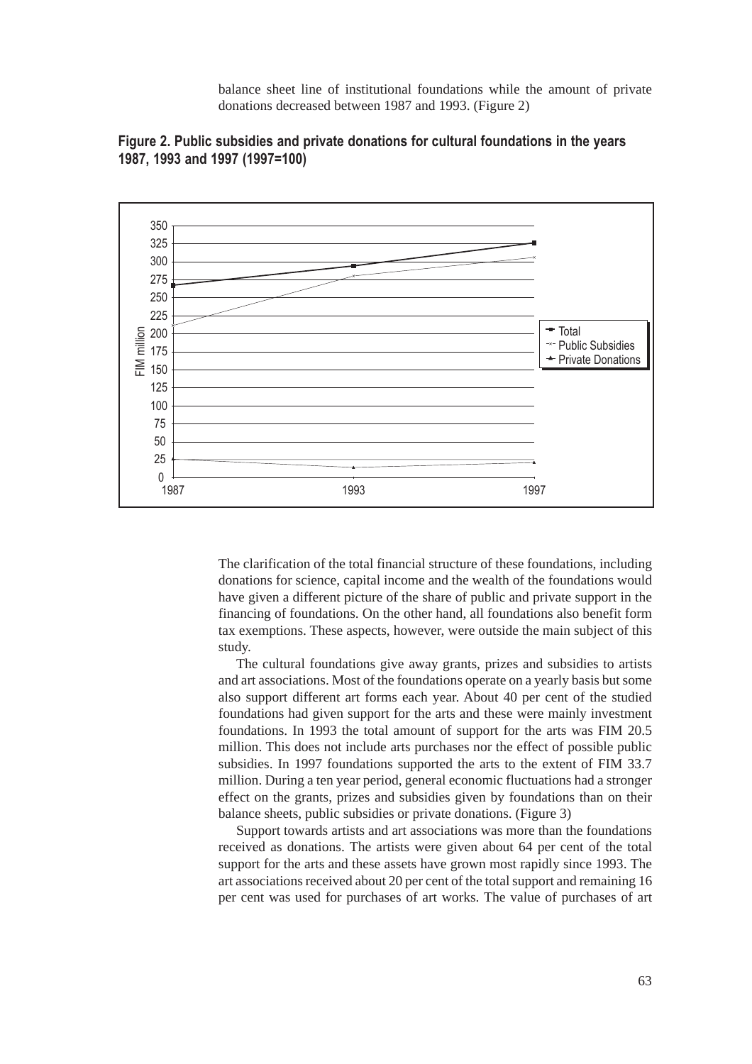balance sheet line of institutional foundations while the amount of private donations decreased between 1987 and 1993. (Figure 2)

**Figure 2. Public subsidies and private donations for cultural foundations in the years 1987, 1993 and 1997 (1997=100)**

The clarification of the total financial structure of these foundations, including donations for science, capital income and the wealth of the foundations would have given a different picture of the share of public and private support in the financing of foundations. On the other hand, all foundations also benefit form tax exemptions. These aspects, however, were outside the main subject of this study.

The cultural foundations give away grants, prizes and subsidies to artists and art associations. Most of the foundations operate on a yearly basis but some also support different art forms each year. About 40 per cent of the studied foundations had given support for the arts and these were mainly investment foundations. In 1993 the total amount of support for the arts was FIM 20.5 million. This does not include arts purchases nor the effect of possible public subsidies. In 1997 foundations supported the arts to the extent of FIM 33.7 million. During a ten year period, general economic fluctuations had a stronger effect on the grants, prizes and subsidies given by foundations than on their balance sheets, public subsidies or private donations. (Figure 3)

Support towards artists and art associations was more than the foundations received as donations. The artists were given about 64 per cent of the total support for the arts and these assets have grown most rapidly since 1993. The art associations received about 20 per cent of the total support and remaining 16 per cent was used for purchases of art works. The value of purchases of art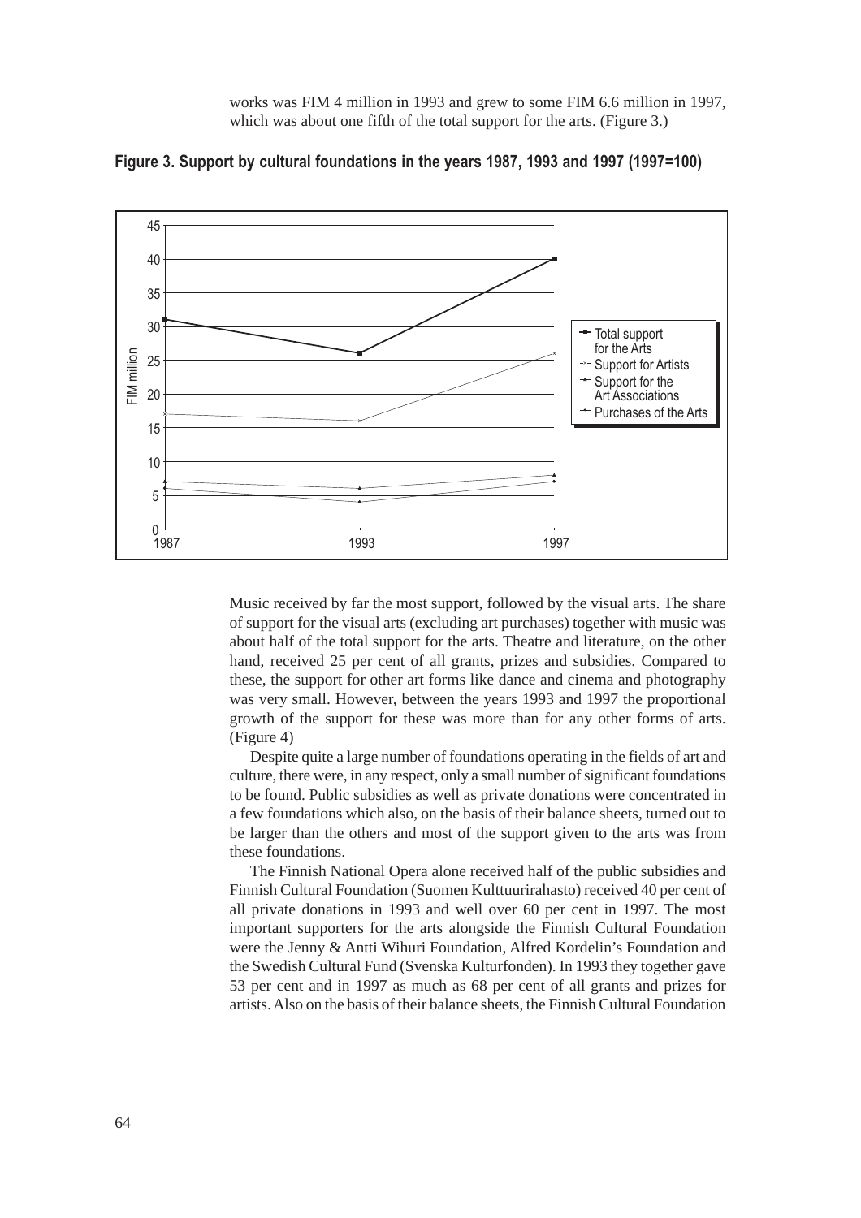works was FIM 4 million in 1993 and grew to some FIM 6.6 million in 1997, which was about one fifth of the total support for the arts. (Figure 3.)

**Figure 3. Support by cultural foundations in the years 1987, 1993 and 1997 (1997=100)**

Music received by far the most support, followed by the visual arts. The share of support for the visual arts (excluding art purchases) together with music was about half of the total support for the arts. Theatre and literature, on the other hand, received 25 per cent of all grants, prizes and subsidies. Compared to these, the support for other art forms like dance and cinema and photography was very small. However, between the years 1993 and 1997 the proportional growth of the support for these was more than for any other forms of arts. (Figure 4)

Despite quite a large number of foundations operating in the fields of art and culture, there were, in any respect, only a small number of significant foundations to be found. Public subsidies as well as private donations were concentrated in a few foundations which also, on the basis of their balance sheets, turned out to be larger than the others and most of the support given to the arts was from these foundations.

The Finnish National Opera alone received half of the public subsidies and Finnish Cultural Foundation (Suomen Kulttuurirahasto) received 40 per cent of all private donations in 1993 and well over 60 per cent in 1997. The most important supporters for the arts alongside the Finnish Cultural Foundation were the Jenny & Antti Wihuri Foundation, Alfred Kordelin's Foundation and the Swedish Cultural Fund (Svenska Kulturfonden). In 1993 they together gave 53 per cent and in 1997 as much as 68 per cent of all grants and prizes for artists. Also on the basis of their balance sheets, the Finnish Cultural Foundation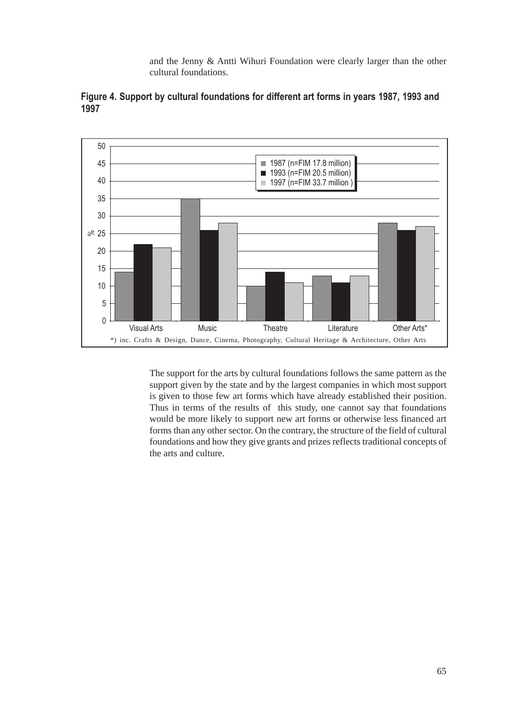and the Jenny & Antti Wihuri Foundation were clearly larger than the other cultural foundations.

**Figure 4. Support by cultural foundations for different art forms in years 1987, 1993 and 1997**

%

50
45
40
35
30
25
20
15
10
5
0

1987 (n=FIM 17.8 million)
1993 (n=FIM 20.5 million)
1997 (n=FIM 33.7 million )

Visual Arts
Music
Theatre
Literature
Other Arts*

*) inc. Crafts & Design, Dance, Cinema, Photography, Cultural Heritage & Architecture, Other Arts

The support for the arts by cultural foundations follows the same pattern as the support given by the state and by the largest companies in which most support is given to those few art forms which have already established their position. Thus in terms of the results of this study, one cannot say that foundations would be more likely to support new art forms or otherwise less financed art forms than any other sector. On the contrary, the structure of the field of cultural foundations and how they give grants and prizes reflects traditional concepts of the arts and culture.